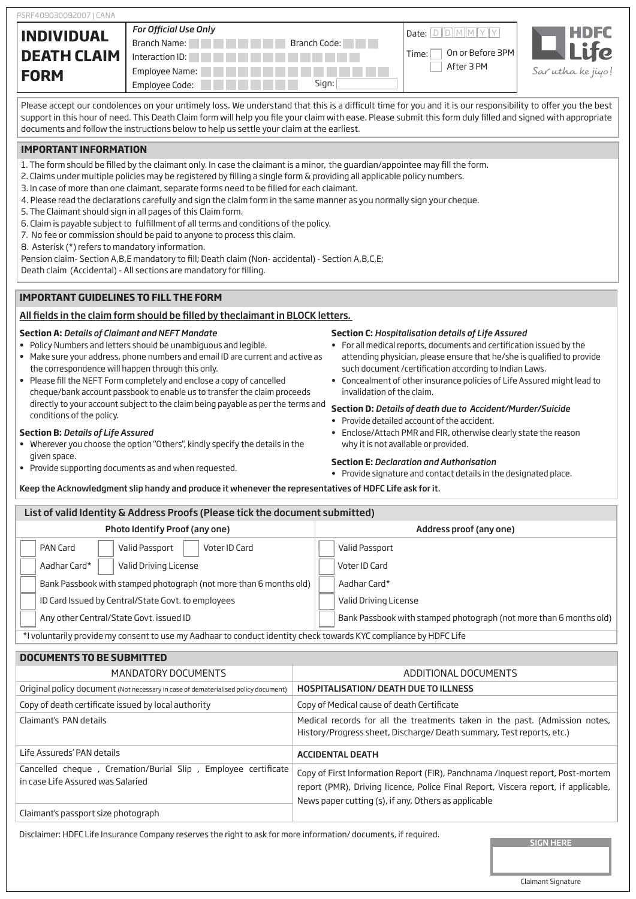PSRF409030092007 | CANA

# INDIVIDUAL DEATH CLAIM FORM

*For Official Use Only*

Branch Name: Branch Code:

Interaction ID:

Employee Name:

Employee Code: Sign:

Date: D D M M Y Y

Time: ☐ On or Before 3PM ☐ After 3 PM

HDFC Life — Sar utha ke jiyo!

Please accept our condolences on your untimely loss. We understand that this is a difficult time for you and it is our responsibility to offer you the best support in this hour of need. This Death Claim form will help you file your claim with ease. Please submit this form duly filled and signed with appropriate documents and follow the instructions below to help us settle your claim at the earliest.

## IMPORTANT INFORMATION

1. The form should be filled by the claimant only. In case the claimant is a minor, the guardian/appointee may fill the form.
2. Claims under multiple policies may be registered by filling a single form & providing all applicable policy numbers.
3. In case of more than one claimant, separate forms need to be filled for each claimant.
4. Please read the declarations carefully and sign the claim form in the same manner as you normally sign your cheque.
5. The Claimant should sign in all pages of this Claim form.
6. Claim is payable subject to fulfillment of all terms and conditions of the policy.
7. No fee or commission should be paid to anyone to process this claim.
8. Asterisk (*) refers to mandatory information.

Pension claim- Section A,B,E mandatory to fill; Death claim (Non- accidental) - Section A,B,C,E;
Death claim (Accidental) - All sections are mandatory for filling.

## IMPORTANT GUIDELINES TO FILL THE FORM

All fields in the claim form should be filled by theclaimant in BLOCK letters.

**Section A:** *Details of Claimant and NEFT Mandate*

- Policy Numbers and letters should be unambiguous and legible.
- Make sure your address, phone numbers and email ID are current and active as the correspondence will happen through this only.
- Please fill the NEFT Form completely and enclose a copy of cancelled cheque/bank account passbook to enable us to transfer the claim proceeds directly to your account subject to the claim being payable as per the terms and conditions of the policy.

**Section B:** *Details of Life Assured*

- Wherever you choose the option "Others", kindly specify the details in the given space.
- Provide supporting documents as and when requested.

**Section C:** *Hospitalisation details of Life Assured*

- For all medical reports, documents and certification issued by the attending physician, please ensure that he/she is qualified to provide such document /certification according to Indian Laws.
- Concealment of other insurance policies of Life Assured might lead to invalidation of the claim.

**Section D:** *Details of death due to Accident/Murder/Suicide*

- Provide detailed account of the accident.
- Enclose/Attach PMR and FIR, otherwise clearly state the reason why it is not available or provided.

**Section E:** *Declaration and Authorisation*

- Provide signature and contact details in the designated place.

**Keep the Acknowledgment slip handy and produce it whenever the representatives of HDFC Life ask for it.**

## List of valid Identity & Address Proofs (Please tick the document submitted)

| Photo Identify Proof (any one) | Address proof (any one) |
|---|---|
| ☐ PAN Card ☐ Valid Passport ☐ Voter ID Card | ☐ Valid Passport |
| ☐ Aadhar Card* ☐ Valid Driving License | ☐ Voter ID Card |
| ☐ Bank Passbook with stamped photograph (not more than 6 months old) | ☐ Aadhar Card* |
| ☐ ID Card Issued by Central/State Govt. to employees | ☐ Valid Driving License |
| ☐ Any other Central/State Govt. issued ID | ☐ Bank Passbook with stamped photograph (not more than 6 months old) |

*I voluntarily provide my consent to use my Aadhaar to conduct identity check towards KYC compliance by HDFC Life

## DOCUMENTS TO BE SUBMITTED

| MANDATORY DOCUMENTS | ADDITIONAL DOCUMENTS |
|---|---|
| Original policy document (Not necessary in case of dematerialised policy document) | **HOSPITALISATION/ DEATH DUE TO ILLNESS** |
| Copy of death certificate issued by local authority | Copy of Medical cause of death Certificate |
| Claimant's PAN details | Medical records for all the treatments taken in the past. (Admission notes, History/Progress sheet, Discharge/ Death summary, Test reports, etc.) |
| Life Assureds' PAN details | **ACCIDENTAL DEATH** |
| Cancelled cheque , Cremation/Burial Slip , Employee certificate in case Life Assured was Salaried | Copy of First Information Report (FIR), Panchnama /Inquest report, Post-mortem report (PMR), Driving licence, Police Final Report, Viscera report, if applicable, News paper cutting (s), if any, Others as applicable |
| Claimant's passport size photograph | |

Disclaimer: HDFC Life Insurance Company reserves the right to ask for more information/ documents, if required.

SIGN HERE

Claimant Signature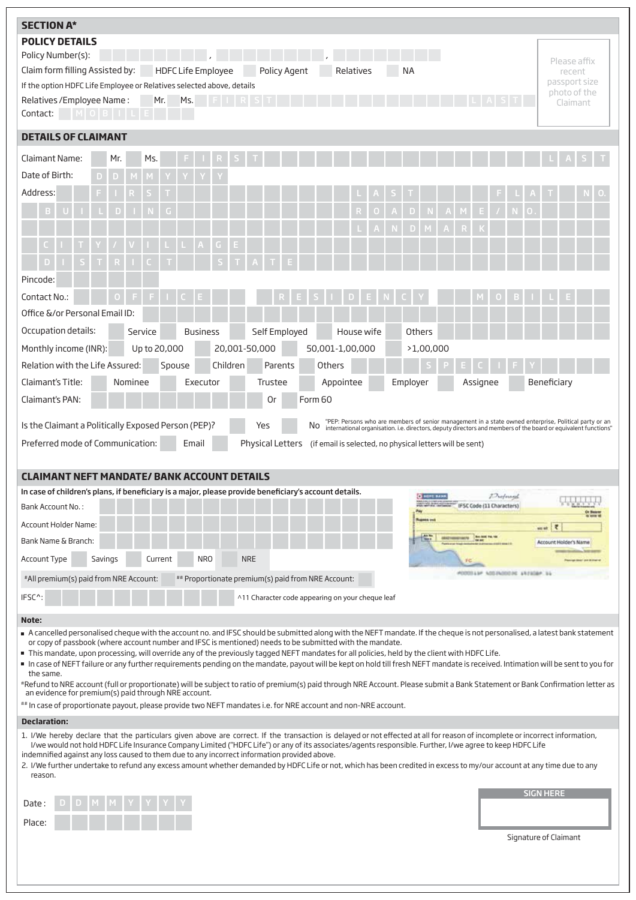## SECTION A*

### POLICY DETAILS

Policy Number(s): __________ , __________ , __________

Please affix recent passport size photo of the Claimant

Claim form filling Assisted by: ☐ HDFC Life Employee ☐ Policy Agent ☐ Relatives ☐ NA

If the option HDFC Life Employee or Relatives selected above, details

Relatives /Employee Name : ☐ Mr. ☐ Ms. FIRST __________ LAST

Contact: MOBILE

### DETAILS OF CLAIMANT

Claimant Name: ☐ Mr. ☐ Ms. FIRST __________ LAST

Date of Birth: DDMMYYYY

Address: FIRST __________ LAST __________ FLAT NO.

BUILDING __________ ROAD NAME / NO.

LANDMARK

CITY / VILLAGE

DISTRICT __________ STATE

Pincode:

Contact No.: OFFICE __________ RESIDENCY __________ MOBILE

Office &/or Personal Email ID:

Occupation details: ☐ Service ☐ Business ☐ Self Employed ☐ House wife ☐ Others

Monthly income (INR): ☐ Up to 20,000 ☐ 20,001-50,000 ☐ 50,001-1,00,000 ☐ >1,00,000

Relation with the Life Assured: ☐ Spouse ☐ Children ☐ Parents ☐ Others SPECIFY

Claimant's Title: ☐ Nominee ☐ Executor ☐ Trustee ☐ Appointee ☐ Employer ☐ Assignee ☐ Beneficiary

Claimant's PAN: __________ Or ☐ Form 60

Is the Claimant a Politically Exposed Person (PEP)? ☐ Yes ☐ No "PEP: Persons who are members of senior management in a state owned enterprise, Political party or an international organisation. i.e. directors, deputy directors and members of the board or equivalent functions"

Preferred mode of Communication: ☐ Email ☐ Physical Letters (if email is selected, no physical letters will be sent)

### CLAIMANT NEFT MANDATE/ BANK ACCOUNT DETAILS

**In case of children's plans, if beneficiary is a major, please provide beneficiary's account details.**

Bank Account No. :

Account Holder Name:

Bank Name & Branch:

Account Type ☐ Savings ☐ Current ☐ NRO ☐ NRE

#All premium(s) paid from NRE Account: ☐ ## Proportionate premium(s) paid from NRE Account: ☐

IFSC^: __________ ^11 Character code appearing on your cheque leaf

IFSC Code (11 Characters)

Account Holder's Name

**Note:**

- A cancelled personalised cheque with the account no. and IFSC should be submitted along with the NEFT mandate. If the cheque is not personalised, a latest bank statement or copy of passbook (where account number and IFSC is mentioned) needs to be submitted with the mandate.
- This mandate, upon processing, will override any of the previously tagged NEFT mandates for all policies, held by the client with HDFC Life.
- In case of NEFT failure or any further requirements pending on the mandate, payout will be kept on hold till fresh NEFT mandate is received. Intimation will be sent to you for the same.

#Refund to NRE account (full or proportionate) will be subject to ratio of premium(s) paid through NRE Account. Please submit a Bank Statement or Bank Confirmation letter as an evidence for premium(s) paid through NRE account.

## In case of proportionate payout, please provide two NEFT mandates i.e. for NRE account and non-NRE account.

**Declaration:**

1. I/We hereby declare that the particulars given above are correct. If the transaction is delayed or not effected at all for reason of incomplete or incorrect information, I/we would not hold HDFC Life Insurance Company Limited ("HDFC Life") or any of its associates/agents responsible. Further, I/we agree to keep HDFC Life indemnified against any loss caused to them due to any incorrect information provided above.
2. I/We further undertake to refund any excess amount whether demanded by HDFC Life or not, which has been credited in excess to my/our account at any time due to any reason.

Date : DDMMYYYY

Place:

SIGN HERE

Signature of Claimant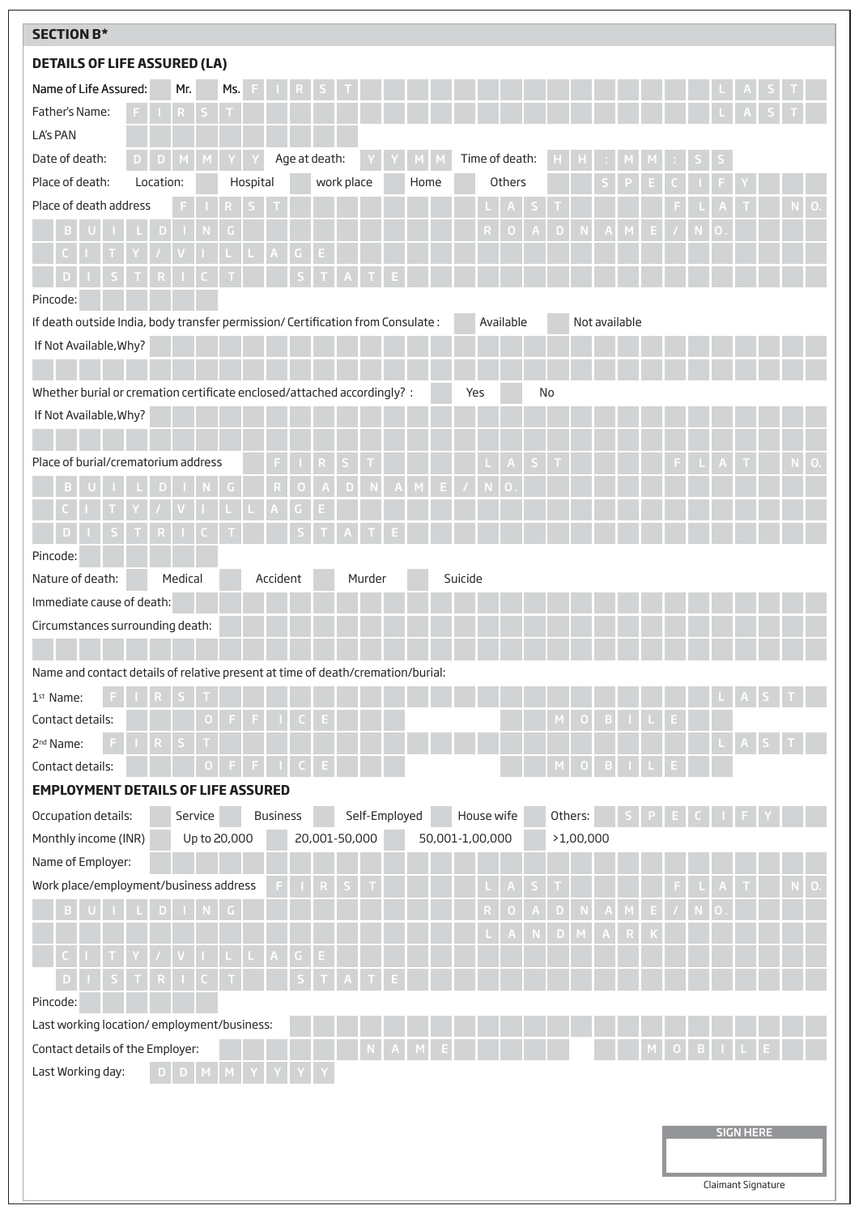## SECTION B*

### DETAILS OF LIFE ASSURED (LA)

Name of Life Assured: Mr. Ms. FIRST LAST

Father's Name: FIRST LAST

LA's PAN

Date of death: DDMMYY Age at death: YYMM Time of death: HH:MM:SS

Place of death: Location: Hospital work place Home Others SPECIFY

Place of death address FIRST LAST FLAT NO.

BUILDING ROAD NAME/NO.

CITY/VILLAGE

DISTRICT STATE

Pincode:

If death outside India, body transfer permission/ Certification from Consulate : Available Not available

If Not Available,Why?

Whether burial or cremation certificate enclosed/attached accordingly? : Yes No

If Not Available,Why?

Place of burial/crematorium address FIRST LAST FLAT NO.

BUILDING ROAD NAME/NO.

CITY/VILLAGE

DISTRICT STATE

Pincode:

Nature of death: Medical Accident Murder Suicide

Immediate cause of death:

Circumstances surrounding death:

Name and contact details of relative present at time of death/cremation/burial:

1st Name: FIRST LAST

Contact details: OFFICE MOBILE

2nd Name: FIRST LAST

Contact details: OFFICE MOBILE

### EMPLOYMENT DETAILS OF LIFE ASSURED

Occupation details: Service Business Self-Employed House wife Others: SPECIFY

Monthly income (INR) Up to 20,000 20,001-50,000 50,001-1,00,000 >1,00,000

Name of Employer:

Work place/employment/business address FIRST LAST FLAT NO.

BUILDING ROAD NAME/NO.

LANDMARK

CITY/VILLAGE

DISTRICT STATE

Pincode:

Last working location/ employment/business:

Contact details of the Employer: NAME MOBILE

Last Working day: DDMMYYYY

SIGN HERE

Claimant Signature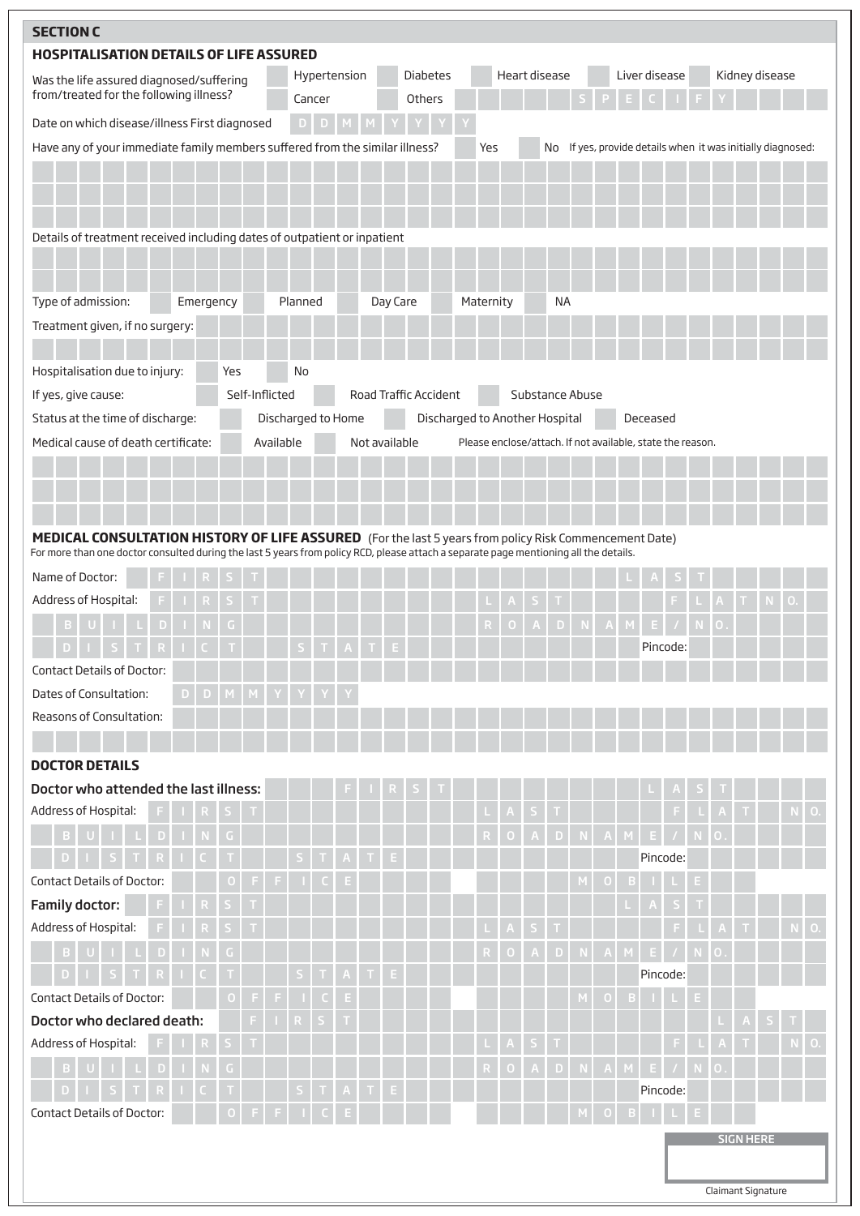## SECTION C

### HOSPITALISATION DETAILS OF LIFE ASSURED

Was the life assured diagnosed/suffering from/treated for the following illness?
☐ Hypertension ☐ Diabetes ☐ Heart disease ☐ Liver disease ☐ Kidney disease
☐ Cancer ☐ Others SPECIFY

Date on which disease/illness First diagnosed: DD MM YYYY

Have any of your immediate family members suffered from the similar illness? ☐ Yes ☐ No If yes, provide details when it was initially diagnosed:

Details of treatment received including dates of outpatient or inpatient

Type of admission: ☐ Emergency ☐ Planned ☐ Day Care ☐ Maternity ☐ NA

Treatment given, if no surgery:

Hospitalisation due to injury: ☐ Yes ☐ No

If yes, give cause: ☐ Self-Inflicted ☐ Road Traffic Accident ☐ Substance Abuse

Status at the time of discharge: ☐ Discharged to Home ☐ Discharged to Another Hospital ☐ Deceased

Medical cause of death certificate: ☐ Available ☐ Not available Please enclose/attach. If not available, state the reason.

### MEDICAL CONSULTATION HISTORY OF LIFE ASSURED (For the last 5 years from policy Risk Commencement Date)

For more than one doctor consulted during the last 5 years from policy RCD, please attach a separate page mentioning all the details.

Name of Doctor: FIRST LAST

Address of Hospital: FIRST LAST FLAT NO.
BUILDING ROAD NAME / NO.
DISTRICT STATE Pincode:

Contact Details of Doctor:

Dates of Consultation: DD MM YYYY

Reasons of Consultation:

### DOCTOR DETAILS

**Doctor who attended the last illness:** FIRST LAST

Address of Hospital: FIRST LAST FLAT NO.
BUILDING ROAD NAME / NO.
DISTRICT STATE Pincode:

Contact Details of Doctor: OFFICE MOBILE

**Family doctor:** FIRST LAST

Address of Hospital: FIRST LAST FLAT NO.
BUILDING ROAD NAME / NO.
DISTRICT STATE Pincode:

Contact Details of Doctor: OFFICE MOBILE

**Doctor who declared death:** FIRST LAST

Address of Hospital: FIRST LAST FLAT NO.
BUILDING ROAD NAME / NO.
DISTRICT STATE Pincode:

Contact Details of Doctor: OFFICE MOBILE

SIGN HERE

Claimant Signature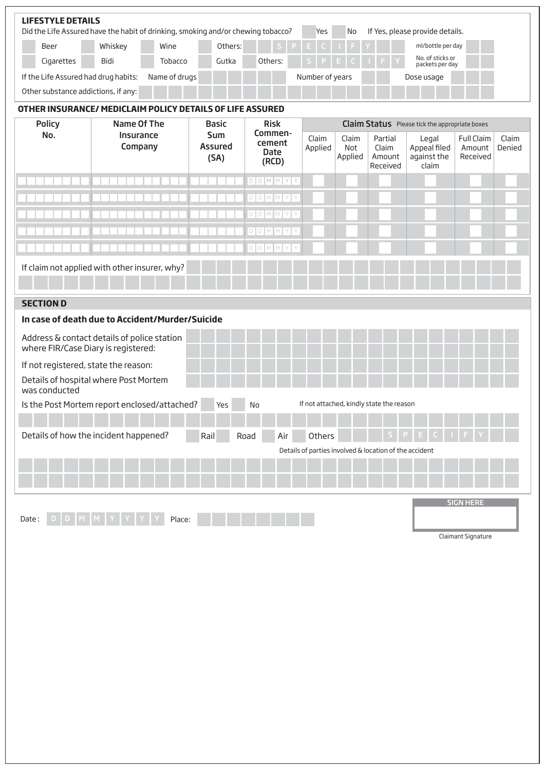## LIFESTYLE DETAILS

Did the Life Assured have the habit of drinking, smoking and/or chewing tobacco? Yes No If Yes, please provide details.

Beer Whiskey Wine Others: SPECIFY ml/bottle per day

Cigarettes Bidi Tobacco Gutka Others: SPECIFY No. of sticks or packets per day

If the Life Assured had drug habits: Name of drugs Number of years Dose usage

Other substance addictions, if any:

## OTHER INSURANCE/ MEDICLAIM POLICY DETAILS OF LIFE ASSURED

| Policy No. | Name Of The Insurance Company | Basic Sum Assured (SA) | Risk Commen-cement Date (RCD) | Claim Status Please tick the appropriate boxes | | | | | |
|---|---|---|---|---|---|---|---|---|---|
| | | | | Claim Applied | Claim Not Applied | Partial Claim Amount Received | Legal Appeal filed against the claim | Full Claim Amount Received | Claim Denied |
| | | | DDMMYY | | | | | | |
| | | | DDMMYY | | | | | | |
| | | | DDMMYY | | | | | | |
| | | | DDMMYY | | | | | | |
| | | | DDMMYY | | | | | | |

If claim not applied with other insurer, why?

## SECTION D

### In case of death due to Accident/Murder/Suicide

Address & contact details of police station where FIR/Case Diary is registered:

If not registered, state the reason:

Details of hospital where Post Mortem was conducted

Is the Post Mortem report enclosed/attached? Yes No If not attached, kindly state the reason

Details of how the incident happened? Rail Road Air Others SPECIFY

Details of parties involved & location of the accident

Date : DDMMYYYY Place:

SIGN HERE

Claimant Signature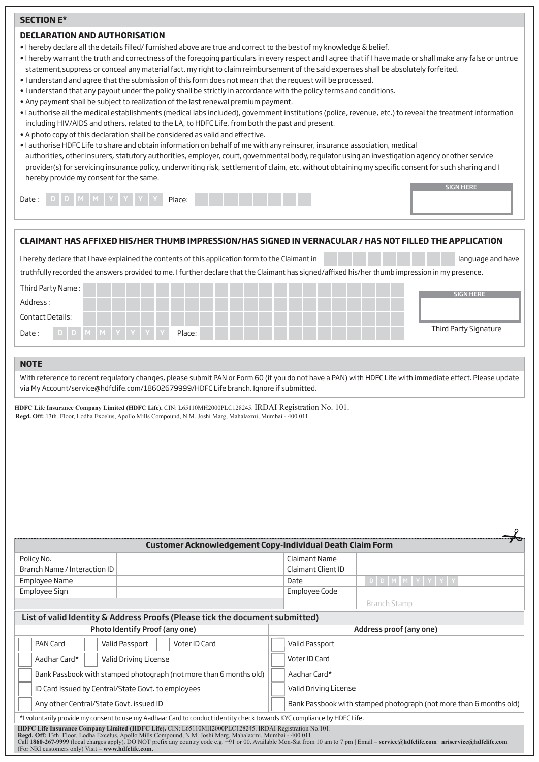## SECTION E*

### DECLARATION AND AUTHORISATION

- I hereby declare all the details filled/ furnished above are true and correct to the best of my knowledge & belief.
- I hereby warrant the truth and correctness of the foregoing particulars in every respect and I agree that if I have made or shall make any false or untrue statement,suppress or conceal any material fact, my right to claim reimbursement of the said expenses shall be absolutely forfeited.
- I understand and agree that the submission of this form does not mean that the request will be processed.
- I understand that any payout under the policy shall be strictly in accordance with the policy terms and conditions.
- Any payment shall be subject to realization of the last renewal premium payment.
- I authorise all the medical establishments (medical labs included), government institutions (police, revenue, etc.) to reveal the treatment information including HIV/AIDS and others, related to the LA, to HDFC Life, from both the past and present.
- A photo copy of this declaration shall be considered as valid and effective.
- I authorise HDFC Life to share and obtain information on behalf of me with any reinsurer, insurance association, medical authorities, other insurers, statutory authorities, employer, court, governmental body, regulator using an investigation agency or other service provider(s) for servicing insurance policy, underwriting risk, settlement of claim, etc. without obtaining my specific consent for such sharing and I hereby provide my consent for the same.

Date : D D M M Y Y Y Y Place:

SIGN HERE

### CLAIMANT HAS AFFIXED HIS/HER THUMB IMPRESSION/HAS SIGNED IN VERNACULAR / HAS NOT FILLED THE APPLICATION

I hereby declare that I have explained the contents of this application form to the Claimant in ____________ language and have truthfully recorded the answers provided to me. I further declare that the Claimant has signed/affixed his/her thumb impression in my presence.

Third Party Name :

Address :

Contact Details:

Date : D D M M Y Y Y Y Place:

SIGN HERE

Third Party Signature

## NOTE

With reference to recent regulatory changes, please submit PAN or Form 60 (if you do not have a PAN) with HDFC Life with immediate effect. Please update via My Account/service@hdfclife.com/18602679999/HDFC Life branch. Ignore if submitted.

**HDFC Life Insurance Company Limited (HDFC Life).** CIN: L65110MH2000PLC128245. IRDAI Registration No. 101.
**Regd. Off:** 13th Floor, Lodha Excelus, Apollo Mills Compound, N.M. Joshi Marg, Mahalaxmi, Mumbai - 400 011.

---

### Customer Acknowledgement Copy-Individual Death Claim Form

| | | | |
|---|---|---|---|
| Policy No. | | Claimant Name | |
| Branch Name / Interaction ID | | Claimant Client ID | |
| Employee Name | | Date | D D M M Y Y Y Y |
| Employee Sign | | Employee Code | |
| | | | Branch Stamp |

### List of valid Identity & Address Proofs (Please tick the document submitted)

| Photo Identify Proof (any one) | Address proof (any one) |
|---|---|
| ☐ PAN Card ☐ Valid Passport ☐ Voter ID Card | ☐ Valid Passport |
| ☐ Aadhar Card* ☐ Valid Driving License | ☐ Voter ID Card |
| ☐ Bank Passbook with stamped photograph (not more than 6 months old) | ☐ Aadhar Card* |
| ☐ ID Card Issued by Central/State Govt. to employees | ☐ Valid Driving License |
| ☐ Any other Central/State Govt. issued ID | ☐ Bank Passbook with stamped photograph (not more than 6 months old) |

*I voluntarily provide my consent to use my Aadhaar Card to conduct identity check towards KYC compliance by HDFC Life.

**HDFC Life Insurance Company Limited (HDFC Life).** CIN: L65110MH2000PLC128245. IRDAI Registration No.101.
**Regd. Off:** 13th Floor, Lodha Excelus, Apollo Mills Compound, N.M. Joshi Marg, Mahalaxmi, Mumbai - 400 011.
Call **1860-267-9999** (local charges apply). DO NOT prefix any country code e.g. +91 or 00. Available Mon-Sat from 10 am to 7 pm | Email – **service@hdfclife.com** | **nriservice@hdfclife.com** (For NRI customers only) Visit – **www.hdfclife.com.**